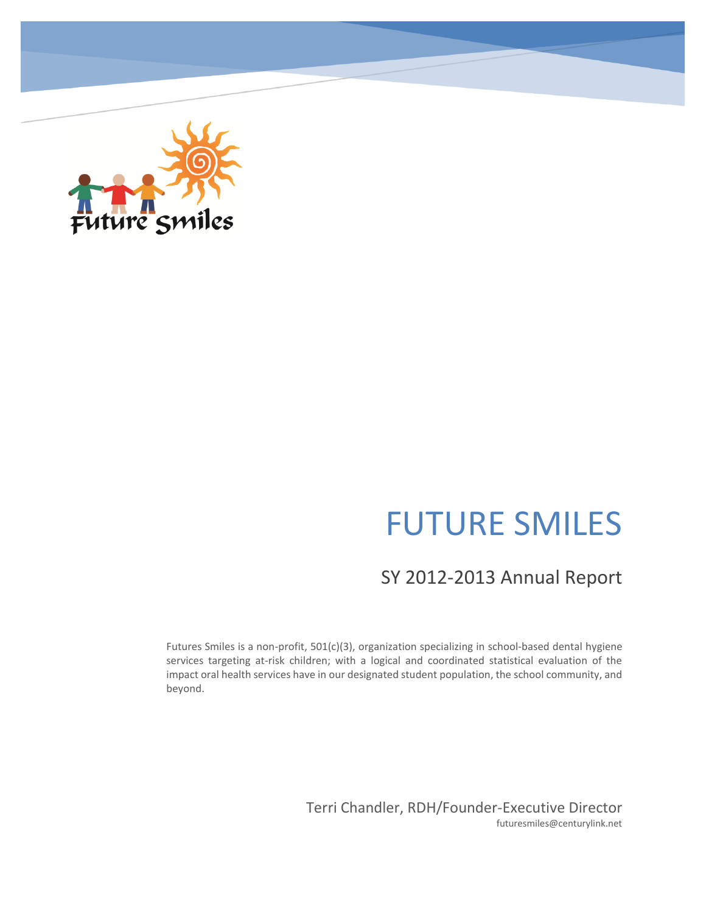# FUTURE SMILES

## SY 2012-2013 Annual Report

Futures Smiles is a non-profit, 501(c)(3), organization specializing in school-based dental hygiene services targeting at-risk children; with a logical and coordinated statistical evaluation of the impact oral health services have in our designated student population, the school community, and beyond.

Terri Chandler, RDH/Founder-Executive Director

futuresmiles@centurylink.net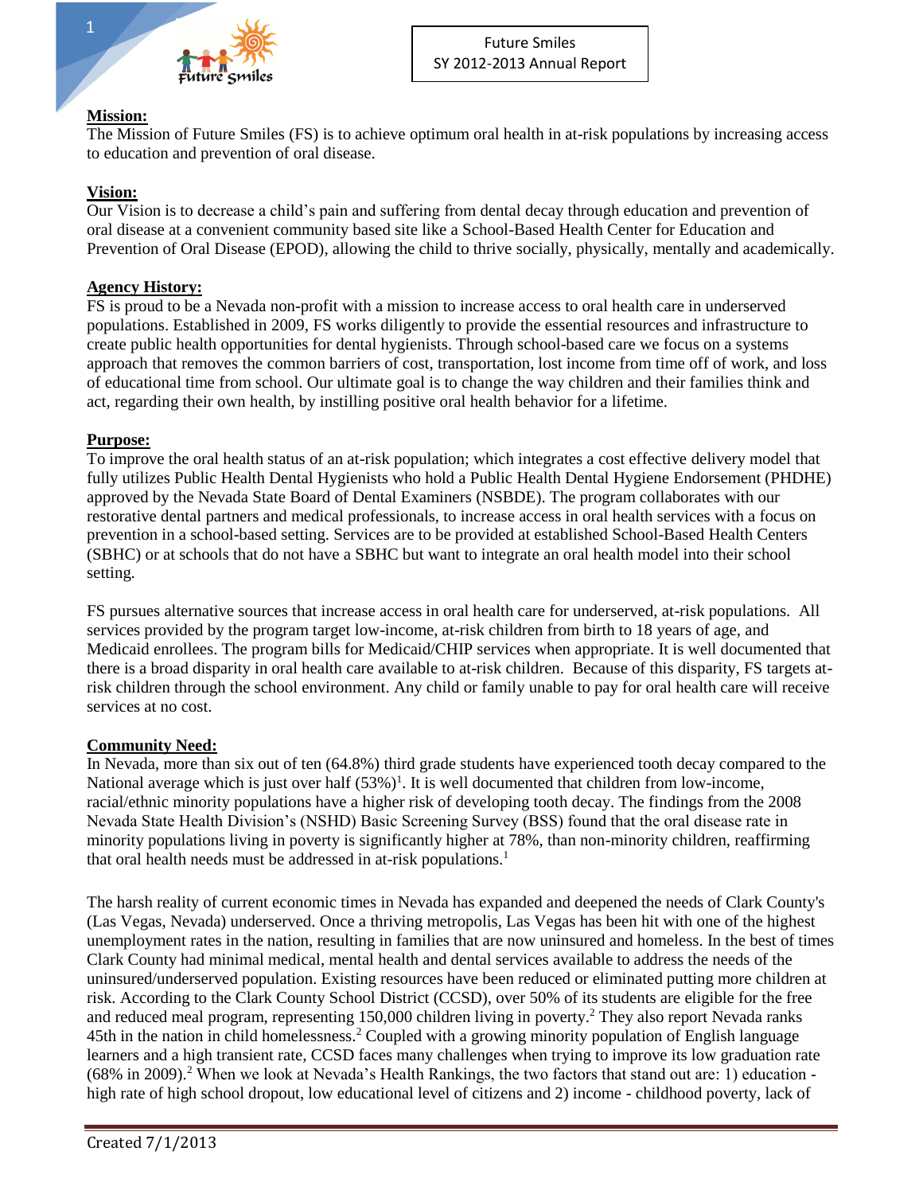**Mission:**
The Mission of Future Smiles (FS) is to achieve optimum oral health in at-risk populations by increasing access to education and prevention of oral disease.

**Vision:**
Our Vision is to decrease a child's pain and suffering from dental decay through education and prevention of oral disease at a convenient community based site like a School-Based Health Center for Education and Prevention of Oral Disease (EPOD), allowing the child to thrive socially, physically, mentally and academically.

**Agency History:**
FS is proud to be a Nevada non-profit with a mission to increase access to oral health care in underserved populations. Established in 2009, FS works diligently to provide the essential resources and infrastructure to create public health opportunities for dental hygienists. Through school-based care we focus on a systems approach that removes the common barriers of cost, transportation, lost income from time off of work, and loss of educational time from school. Our ultimate goal is to change the way children and their families think and act, regarding their own health, by instilling positive oral health behavior for a lifetime.

**Purpose:**
To improve the oral health status of an at-risk population; which integrates a cost effective delivery model that fully utilizes Public Health Dental Hygienists who hold a Public Health Dental Hygiene Endorsement (PHDHE) approved by the Nevada State Board of Dental Examiners (NSBDE). The program collaborates with our restorative dental partners and medical professionals, to increase access in oral health services with a focus on prevention in a school-based setting. Services are to be provided at established School-Based Health Centers (SBHC) or at schools that do not have a SBHC but want to integrate an oral health model into their school setting.

FS pursues alternative sources that increase access in oral health care for underserved, at-risk populations. All services provided by the program target low-income, at-risk children from birth to 18 years of age, and Medicaid enrollees. The program bills for Medicaid/CHIP services when appropriate. It is well documented that there is a broad disparity in oral health care available to at-risk children. Because of this disparity, FS targets at-risk children through the school environment. Any child or family unable to pay for oral health care will receive services at no cost.

**Community Need:**
In Nevada, more than six out of ten (64.8%) third grade students have experienced tooth decay compared to the National average which is just over half (53%)[1]. It is well documented that children from low-income, racial/ethnic minority populations have a higher risk of developing tooth decay. The findings from the 2008 Nevada State Health Division's (NSHD) Basic Screening Survey (BSS) found that the oral disease rate in minority populations living in poverty is significantly higher at 78%, than non-minority children, reaffirming that oral health needs must be addressed in at-risk populations.[1]

The harsh reality of current economic times in Nevada has expanded and deepened the needs of Clark County's (Las Vegas, Nevada) underserved. Once a thriving metropolis, Las Vegas has been hit with one of the highest unemployment rates in the nation, resulting in families that are now uninsured and homeless. In the best of times Clark County had minimal medical, mental health and dental services available to address the needs of the uninsured/underserved population. Existing resources have been reduced or eliminated putting more children at risk. According to the Clark County School District (CCSD), over 50% of its students are eligible for the free and reduced meal program, representing 150,000 children living in poverty.[2] They also report Nevada ranks 45th in the nation in child homelessness.[2] Coupled with a growing minority population of English language learners and a high transient rate, CCSD faces many challenges when trying to improve its low graduation rate (68% in 2009).[2] When we look at Nevada's Health Rankings, the two factors that stand out are: 1) education - high rate of high school dropout, low educational level of citizens and 2) income - childhood poverty, lack of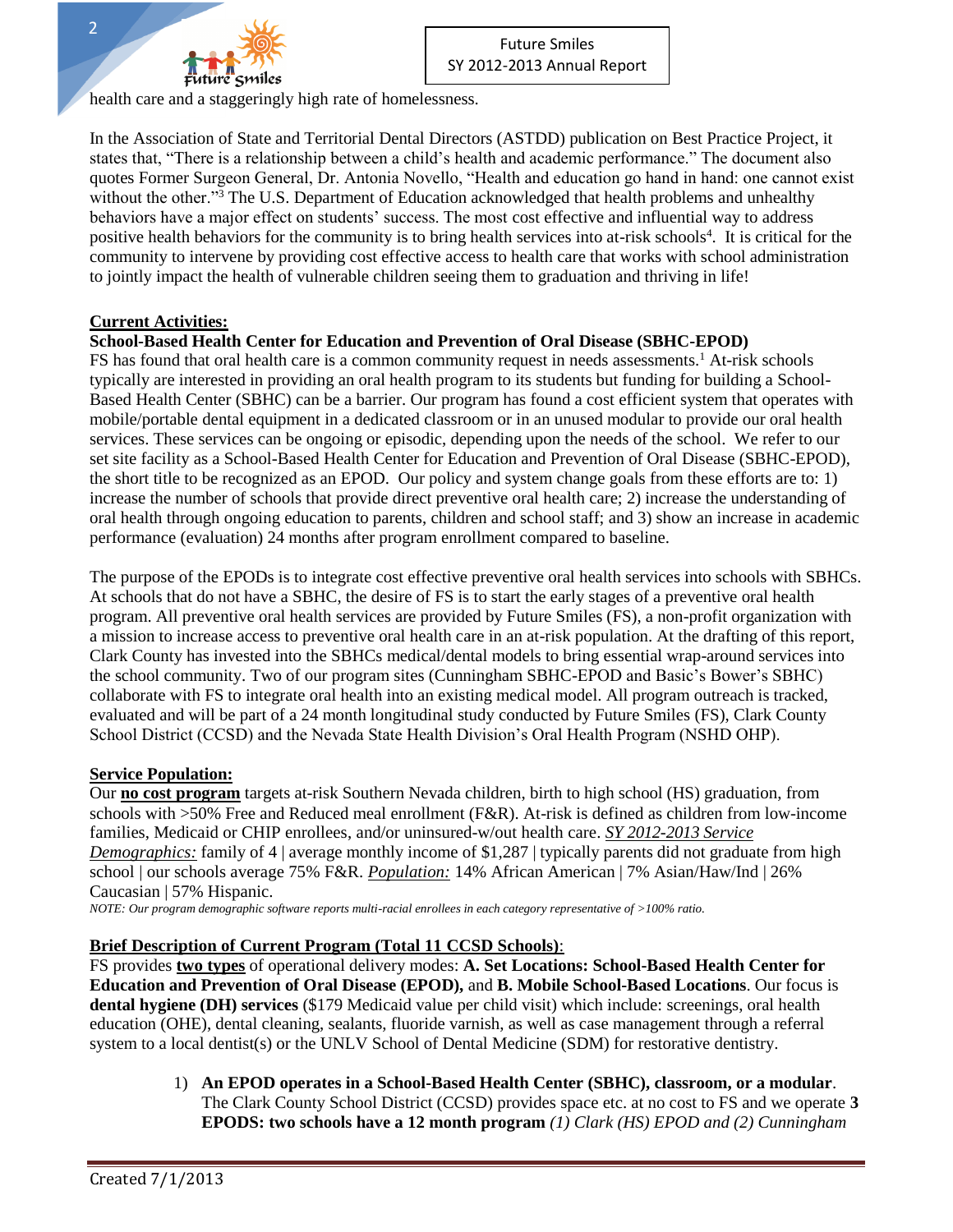health care and a staggeringly high rate of homelessness.

In the Association of State and Territorial Dental Directors (ASTDD) publication on Best Practice Project, it states that, "There is a relationship between a child's health and academic performance." The document also quotes Former Surgeon General, Dr. Antonia Novello, "Health and education go hand in hand: one cannot exist without the other."[3] The U.S. Department of Education acknowledged that health problems and unhealthy behaviors have a major effect on students' success. The most cost effective and influential way to address positive health behaviors for the community is to bring health services into at-risk schools[4]. It is critical for the community to intervene by providing cost effective access to health care that works with school administration to jointly impact the health of vulnerable children seeing them to graduation and thriving in life!

## Current Activities:

### School-Based Health Center for Education and Prevention of Oral Disease (SBHC-EPOD)

FS has found that oral health care is a common community request in needs assessments.[1] At-risk schools typically are interested in providing an oral health program to its students but funding for building a School-Based Health Center (SBHC) can be a barrier. Our program has found a cost efficient system that operates with mobile/portable dental equipment in a dedicated classroom or in an unused modular to provide our oral health services. These services can be ongoing or episodic, depending upon the needs of the school. We refer to our set site facility as a School-Based Health Center for Education and Prevention of Oral Disease (SBHC-EPOD), the short title to be recognized as an EPOD. Our policy and system change goals from these efforts are to: 1) increase the number of schools that provide direct preventive oral health care; 2) increase the understanding of oral health through ongoing education to parents, children and school staff; and 3) show an increase in academic performance (evaluation) 24 months after program enrollment compared to baseline.

The purpose of the EPODs is to integrate cost effective preventive oral health services into schools with SBHCs. At schools that do not have a SBHC, the desire of FS is to start the early stages of a preventive oral health program. All preventive oral health services are provided by Future Smiles (FS), a non-profit organization with a mission to increase access to preventive oral health care in an at-risk population. At the drafting of this report, Clark County has invested into the SBHCs medical/dental models to bring essential wrap-around services into the school community. Two of our program sites (Cunningham SBHC-EPOD and Basic's Bower's SBHC) collaborate with FS to integrate oral health into an existing medical model. All program outreach is tracked, evaluated and will be part of a 24 month longitudinal study conducted by Future Smiles (FS), Clark County School District (CCSD) and the Nevada State Health Division's Oral Health Program (NSHD OHP).

## Service Population:

Our **no cost program** targets at-risk Southern Nevada children, birth to high school (HS) graduation, from schools with >50% Free and Reduced meal enrollment (F&R). At-risk is defined as children from low-income families, Medicaid or CHIP enrollees, and/or uninsured-w/out health care. *SY 2012-2013 Service Demographics:* family of 4 | average monthly income of $1,287 | typically parents did not graduate from high school | our schools average 75% F&R. *Population:* 14% African American | 7% Asian/Haw/Ind | 26% Caucasian | 57% Hispanic.

*NOTE: Our program demographic software reports multi-racial enrollees in each category representative of >100% ratio.*

## Brief Description of Current Program (Total 11 CCSD Schools):

FS provides **two types** of operational delivery modes: **A. Set Locations: School-Based Health Center for Education and Prevention of Oral Disease (EPOD),** and **B. Mobile School-Based Locations**. Our focus is **dental hygiene (DH) services** ($179 Medicaid value per child visit) which include: screenings, oral health education (OHE), dental cleaning, sealants, fluoride varnish, as well as case management through a referral system to a local dentist(s) or the UNLV School of Dental Medicine (SDM) for restorative dentistry.

1) **An EPOD operates in a School-Based Health Center (SBHC), classroom, or a modular**. The Clark County School District (CCSD) provides space etc. at no cost to FS and we operate **3 EPODS: two schools have a 12 month program** *(1) Clark (HS) EPOD and (2) Cunningham*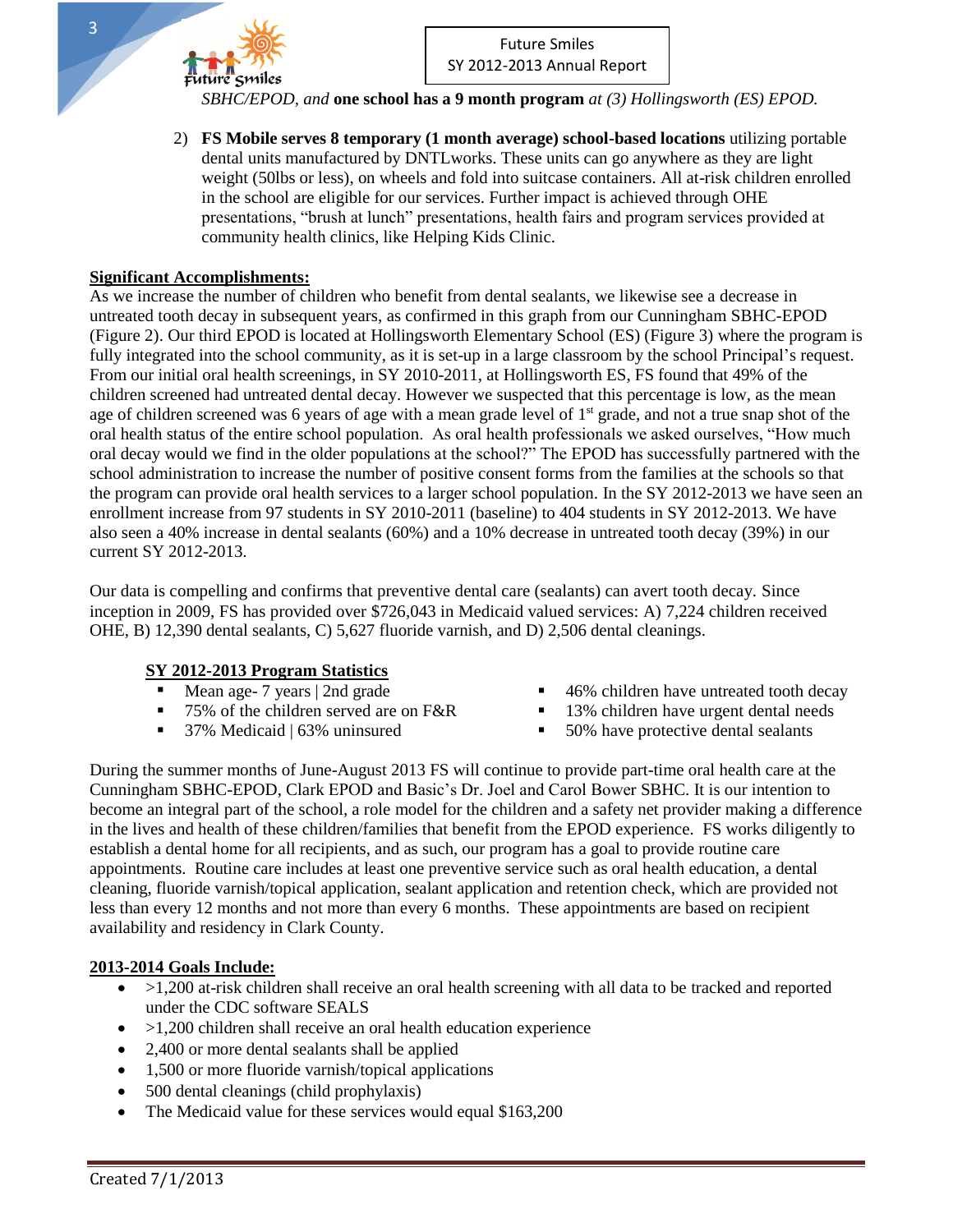*SBHC/EPOD, and* **one school has a 9 month program** *at (3) Hollingsworth (ES) EPOD.*

2) **FS Mobile serves 8 temporary (1 month average) school-based locations** utilizing portable dental units manufactured by DNTLworks. These units can go anywhere as they are light weight (50lbs or less), on wheels and fold into suitcase containers. All at-risk children enrolled in the school are eligible for our services. Further impact is achieved through OHE presentations, "brush at lunch" presentations, health fairs and program services provided at community health clinics, like Helping Kids Clinic.

**Significant Accomplishments:**

As we increase the number of children who benefit from dental sealants, we likewise see a decrease in untreated tooth decay in subsequent years, as confirmed in this graph from our Cunningham SBHC-EPOD (Figure 2). Our third EPOD is located at Hollingsworth Elementary School (ES) (Figure 3) where the program is fully integrated into the school community, as it is set-up in a large classroom by the school Principal's request. From our initial oral health screenings, in SY 2010-2011, at Hollingsworth ES, FS found that 49% of the children screened had untreated dental decay. However we suspected that this percentage is low, as the mean age of children screened was 6 years of age with a mean grade level of 1st grade, and not a true snap shot of the oral health status of the entire school population. As oral health professionals we asked ourselves, "How much oral decay would we find in the older populations at the school?" The EPOD has successfully partnered with the school administration to increase the number of positive consent forms from the families at the schools so that the program can provide oral health services to a larger school population. In the SY 2012-2013 we have seen an enrollment increase from 97 students in SY 2010-2011 (baseline) to 404 students in SY 2012-2013. We have also seen a 40% increase in dental sealants (60%) and a 10% decrease in untreated tooth decay (39%) in our current SY 2012-2013.

Our data is compelling and confirms that preventive dental care (sealants) can avert tooth decay. Since inception in 2009, FS has provided over $726,043 in Medicaid valued services: A) 7,224 children received OHE, B) 12,390 dental sealants, C) 5,627 fluoride varnish, and D) 2,506 dental cleanings.

**SY 2012-2013 Program Statistics**

- Mean age- 7 years | 2nd grade
- 75% of the children served are on F&R
- 37% Medicaid | 63% uninsured
- 46% children have untreated tooth decay
- 13% children have urgent dental needs
- 50% have protective dental sealants

During the summer months of June-August 2013 FS will continue to provide part-time oral health care at the Cunningham SBHC-EPOD, Clark EPOD and Basic's Dr. Joel and Carol Bower SBHC. It is our intention to become an integral part of the school, a role model for the children and a safety net provider making a difference in the lives and health of these children/families that benefit from the EPOD experience. FS works diligently to establish a dental home for all recipients, and as such, our program has a goal to provide routine care appointments. Routine care includes at least one preventive service such as oral health education, a dental cleaning, fluoride varnish/topical application, sealant application and retention check, which are provided not less than every 12 months and not more than every 6 months. These appointments are based on recipient availability and residency in Clark County.

**2013-2014 Goals Include:**

- >1,200 at-risk children shall receive an oral health screening with all data to be tracked and reported under the CDC software SEALS
- >1,200 children shall receive an oral health education experience
- 2,400 or more dental sealants shall be applied
- 1,500 or more fluoride varnish/topical applications
- 500 dental cleanings (child prophylaxis)
- The Medicaid value for these services would equal $163,200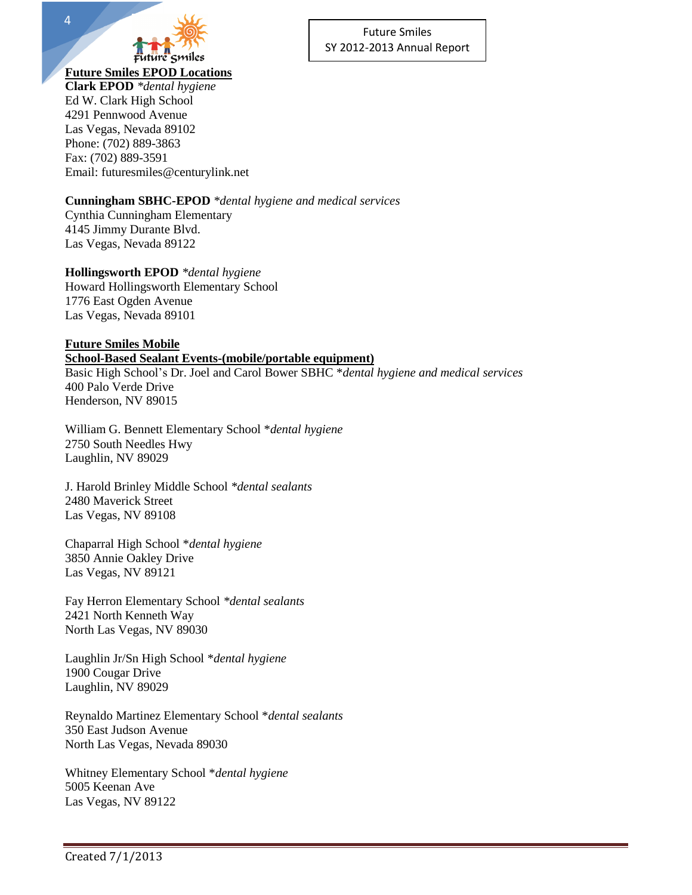## Future Smiles EPOD Locations

**Clark EPOD** *\*dental hygiene*
Ed W. Clark High School
4291 Pennwood Avenue
Las Vegas, Nevada 89102
Phone: (702) 889-3863
Fax: (702) 889-3591
Email: futuresmiles@centurylink.net

**Cunningham SBHC-EPOD** *\*dental hygiene and medical services*
Cynthia Cunningham Elementary
4145 Jimmy Durante Blvd.
Las Vegas, Nevada 89122

**Hollingsworth EPOD** *\*dental hygiene*
Howard Hollingsworth Elementary School
1776 East Ogden Avenue
Las Vegas, Nevada 89101

## Future Smiles Mobile

### School-Based Sealant Events-(mobile/portable equipment)

Basic High School's Dr. Joel and Carol Bower SBHC *\*dental hygiene and medical services*
400 Palo Verde Drive
Henderson, NV 89015

William G. Bennett Elementary School *\*dental hygiene*
2750 South Needles Hwy
Laughlin, NV 89029

J. Harold Brinley Middle School *\*dental sealants*
2480 Maverick Street
Las Vegas, NV 89108

Chaparral High School *\*dental hygiene*
3850 Annie Oakley Drive
Las Vegas, NV 89121

Fay Herron Elementary School *\*dental sealants*
2421 North Kenneth Way
North Las Vegas, NV 89030

Laughlin Jr/Sn High School *\*dental hygiene*
1900 Cougar Drive
Laughlin, NV 89029

Reynaldo Martinez Elementary School *\*dental sealants*
350 East Judson Avenue
North Las Vegas, Nevada 89030

Whitney Elementary School *\*dental hygiene*
5005 Keenan Ave
Las Vegas, NV 89122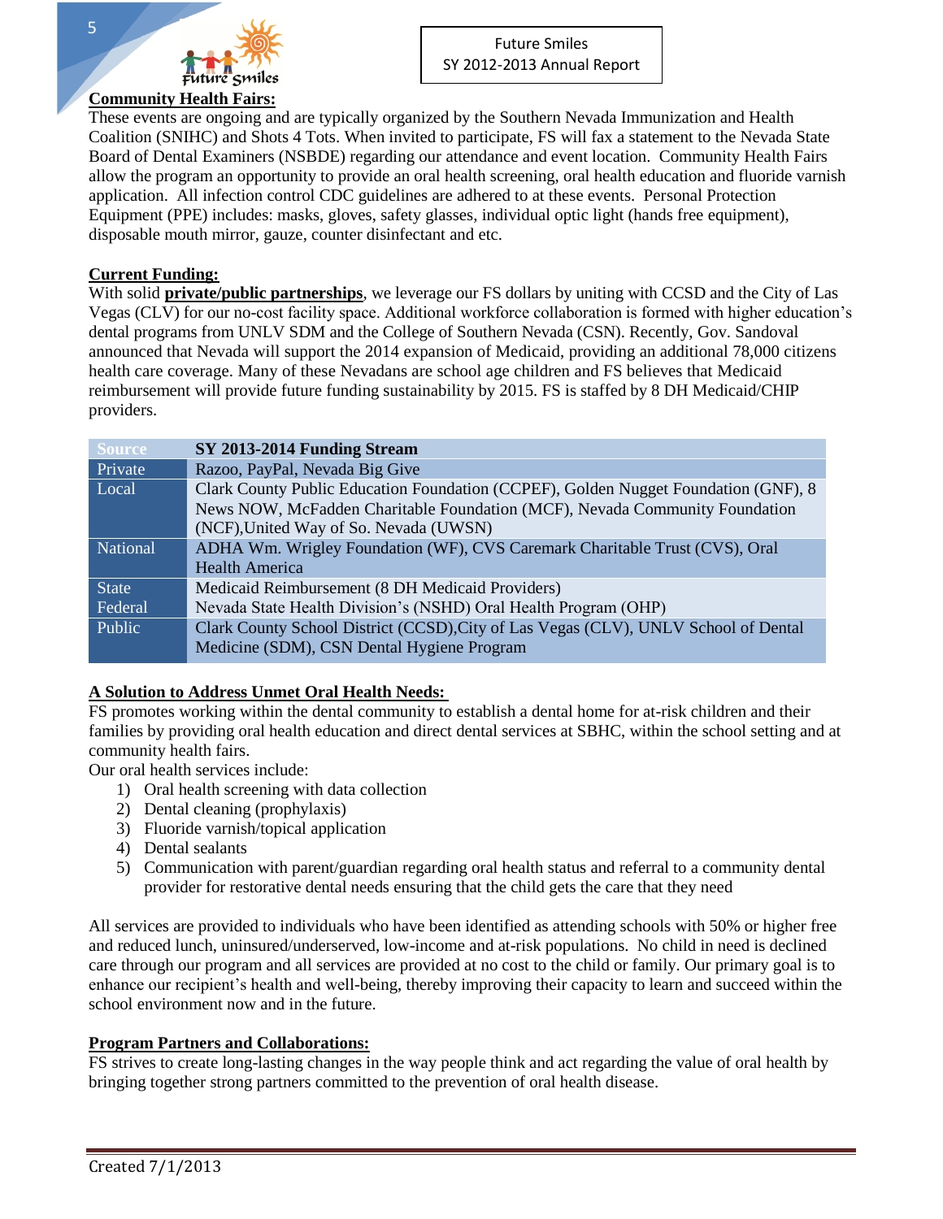## Community Health Fairs:

These events are ongoing and are typically organized by the Southern Nevada Immunization and Health Coalition (SNIHC) and Shots 4 Tots. When invited to participate, FS will fax a statement to the Nevada State Board of Dental Examiners (NSBDE) regarding our attendance and event location. Community Health Fairs allow the program an opportunity to provide an oral health screening, oral health education and fluoride varnish application. All infection control CDC guidelines are adhered to at these events. Personal Protection Equipment (PPE) includes: masks, gloves, safety glasses, individual optic light (hands free equipment), disposable mouth mirror, gauze, counter disinfectant and etc.

## Current Funding:

With solid **private/public partnerships**, we leverage our FS dollars by uniting with CCSD and the City of Las Vegas (CLV) for our no-cost facility space. Additional workforce collaboration is formed with higher education's dental programs from UNLV SDM and the College of Southern Nevada (CSN). Recently, Gov. Sandoval announced that Nevada will support the 2014 expansion of Medicaid, providing an additional 78,000 citizens health care coverage. Many of these Nevadans are school age children and FS believes that Medicaid reimbursement will provide future funding sustainability by 2015. FS is staffed by 8 DH Medicaid/CHIP providers.

| Source | SY 2013-2014 Funding Stream |
|---|---|
| Private | Razoo, PayPal, Nevada Big Give |
| Local | Clark County Public Education Foundation (CCPEF), Golden Nugget Foundation (GNF), 8 News NOW, McFadden Charitable Foundation (MCF), Nevada Community Foundation (NCF),United Way of So. Nevada (UWSN) |
| National | ADHA Wm. Wrigley Foundation (WF), CVS Caremark Charitable Trust (CVS), Oral Health America |
| State | Medicaid Reimbursement (8 DH Medicaid Providers) |
| Federal | Nevada State Health Division's (NSHD) Oral Health Program (OHP) |
| Public | Clark County School District (CCSD),City of Las Vegas (CLV), UNLV School of Dental Medicine (SDM), CSN Dental Hygiene Program |

## A Solution to Address Unmet Oral Health Needs:

FS promotes working within the dental community to establish a dental home for at-risk children and their families by providing oral health education and direct dental services at SBHC, within the school setting and at community health fairs.

Our oral health services include:

1) Oral health screening with data collection
2) Dental cleaning (prophylaxis)
3) Fluoride varnish/topical application
4) Dental sealants
5) Communication with parent/guardian regarding oral health status and referral to a community dental provider for restorative dental needs ensuring that the child gets the care that they need

All services are provided to individuals who have been identified as attending schools with 50% or higher free and reduced lunch, uninsured/underserved, low-income and at-risk populations. No child in need is declined care through our program and all services are provided at no cost to the child or family. Our primary goal is to enhance our recipient's health and well-being, thereby improving their capacity to learn and succeed within the school environment now and in the future.

## Program Partners and Collaborations:

FS strives to create long-lasting changes in the way people think and act regarding the value of oral health by bringing together strong partners committed to the prevention of oral health disease.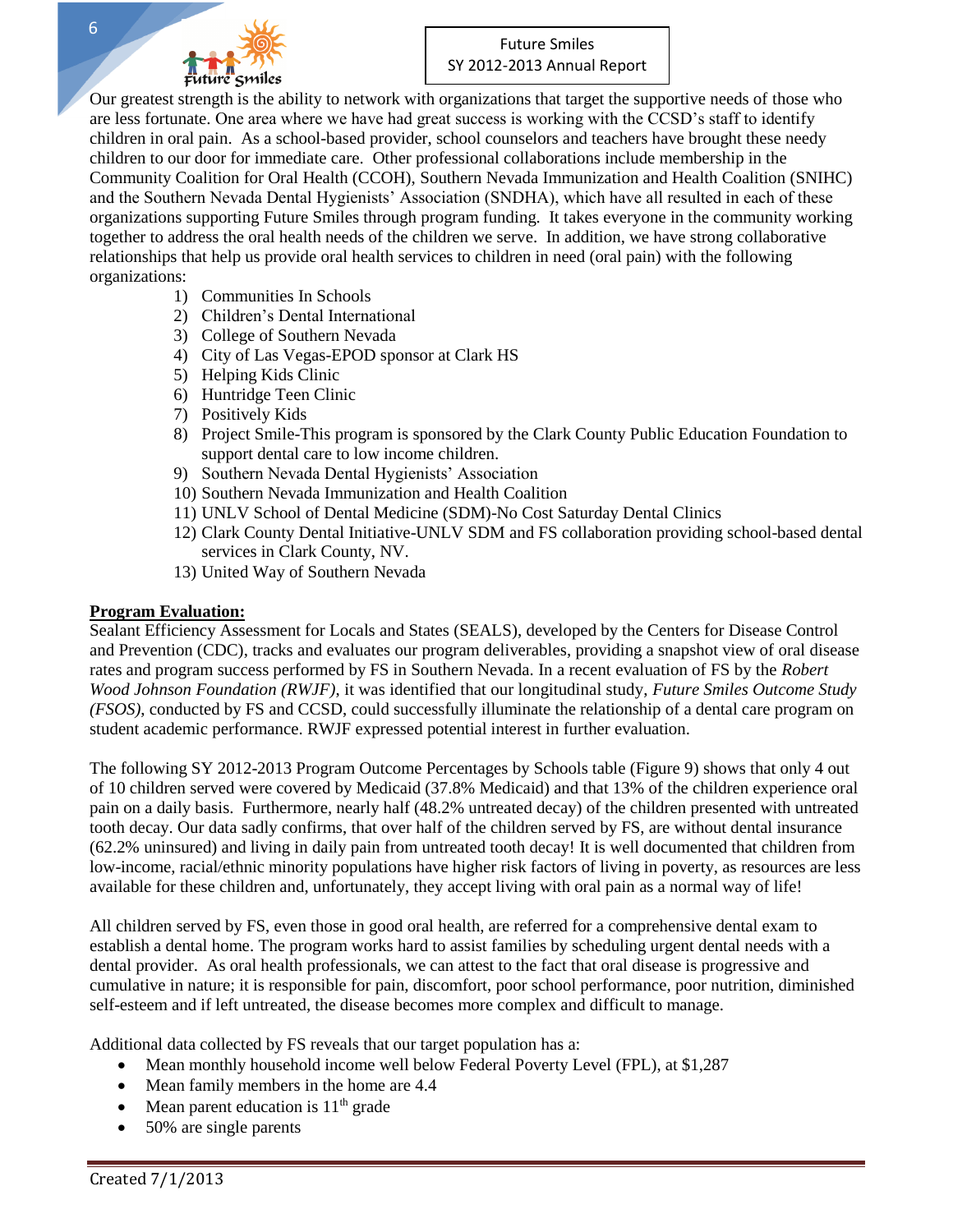Our greatest strength is the ability to network with organizations that target the supportive needs of those who are less fortunate. One area where we have had great success is working with the CCSD's staff to identify children in oral pain. As a school-based provider, school counselors and teachers have brought these needy children to our door for immediate care. Other professional collaborations include membership in the Community Coalition for Oral Health (CCOH), Southern Nevada Immunization and Health Coalition (SNIHC) and the Southern Nevada Dental Hygienists' Association (SNDHA), which have all resulted in each of these organizations supporting Future Smiles through program funding. It takes everyone in the community working together to address the oral health needs of the children we serve. In addition, we have strong collaborative relationships that help us provide oral health services to children in need (oral pain) with the following organizations:

1) Communities In Schools
2) Children's Dental International
3) College of Southern Nevada
4) City of Las Vegas-EPOD sponsor at Clark HS
5) Helping Kids Clinic
6) Huntridge Teen Clinic
7) Positively Kids
8) Project Smile-This program is sponsored by the Clark County Public Education Foundation to support dental care to low income children.
9) Southern Nevada Dental Hygienists' Association
10) Southern Nevada Immunization and Health Coalition
11) UNLV School of Dental Medicine (SDM)-No Cost Saturday Dental Clinics
12) Clark County Dental Initiative-UNLV SDM and FS collaboration providing school-based dental services in Clark County, NV.
13) United Way of Southern Nevada

**Program Evaluation:**

Sealant Efficiency Assessment for Locals and States (SEALS), developed by the Centers for Disease Control and Prevention (CDC), tracks and evaluates our program deliverables, providing a snapshot view of oral disease rates and program success performed by FS in Southern Nevada. In a recent evaluation of FS by the *Robert Wood Johnson Foundation (RWJF)*, it was identified that our longitudinal study, *Future Smiles Outcome Study (FSOS)*, conducted by FS and CCSD, could successfully illuminate the relationship of a dental care program on student academic performance. RWJF expressed potential interest in further evaluation.

The following SY 2012-2013 Program Outcome Percentages by Schools table (Figure 9) shows that only 4 out of 10 children served were covered by Medicaid (37.8% Medicaid) and that 13% of the children experience oral pain on a daily basis. Furthermore, nearly half (48.2% untreated decay) of the children presented with untreated tooth decay. Our data sadly confirms, that over half of the children served by FS, are without dental insurance (62.2% uninsured) and living in daily pain from untreated tooth decay! It is well documented that children from low-income, racial/ethnic minority populations have higher risk factors of living in poverty, as resources are less available for these children and, unfortunately, they accept living with oral pain as a normal way of life!

All children served by FS, even those in good oral health, are referred for a comprehensive dental exam to establish a dental home. The program works hard to assist families by scheduling urgent dental needs with a dental provider. As oral health professionals, we can attest to the fact that oral disease is progressive and cumulative in nature; it is responsible for pain, discomfort, poor school performance, poor nutrition, diminished self-esteem and if left untreated, the disease becomes more complex and difficult to manage.

Additional data collected by FS reveals that our target population has a:

- Mean monthly household income well below Federal Poverty Level (FPL), at $1,287
- Mean family members in the home are 4.4
- Mean parent education is 11th grade
- 50% are single parents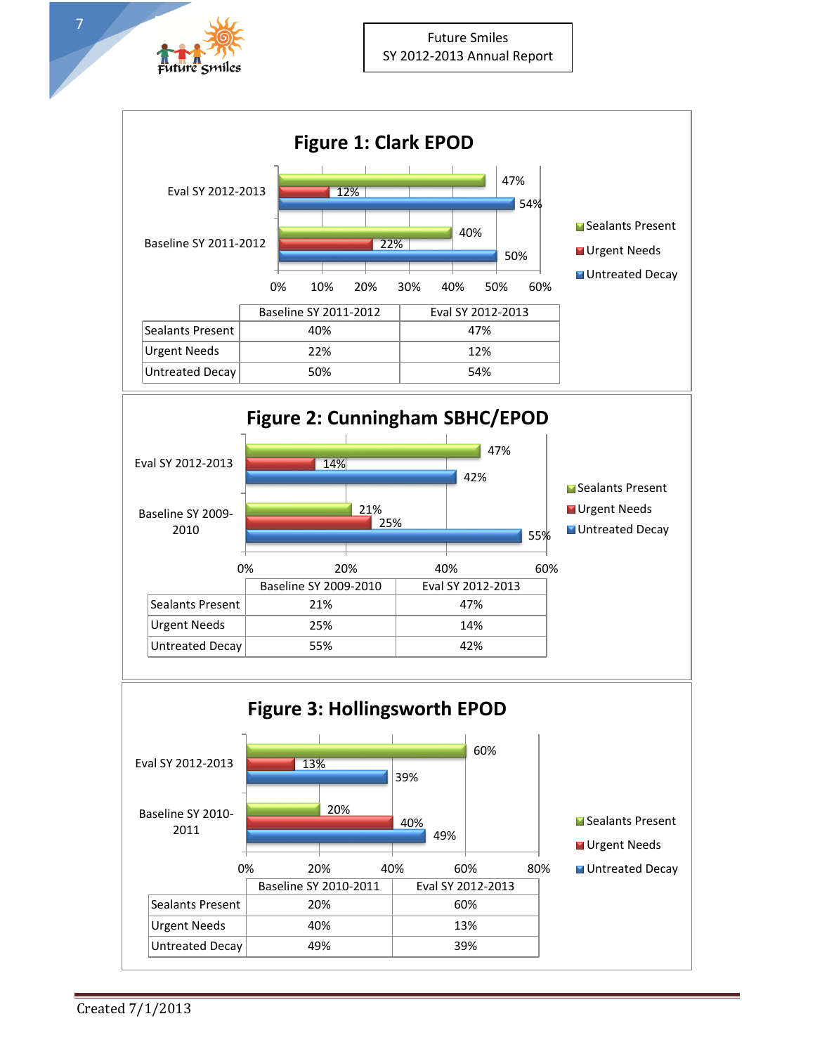## Figure 1: Clark EPOD

| | Baseline SY 2011-2012 | Eval SY 2012-2013 |
|---|---|---|
| Sealants Present | 40% | 47% |
| Urgent Needs | 22% | 12% |
| Untreated Decay | 50% | 54% |

## Figure 2: Cunningham SBHC/EPOD

| | Baseline SY 2009-2010 | Eval SY 2012-2013 |
|---|---|---|
| Sealants Present | 21% | 47% |
| Urgent Needs | 25% | 14% |
| Untreated Decay | 55% | 42% |

## Figure 3: Hollingsworth EPOD

| | Baseline SY 2010-2011 | Eval SY 2012-2013 |
|---|---|---|
| Sealants Present | 20% | 60% |
| Urgent Needs | 40% | 13% |
| Untreated Decay | 49% | 39% |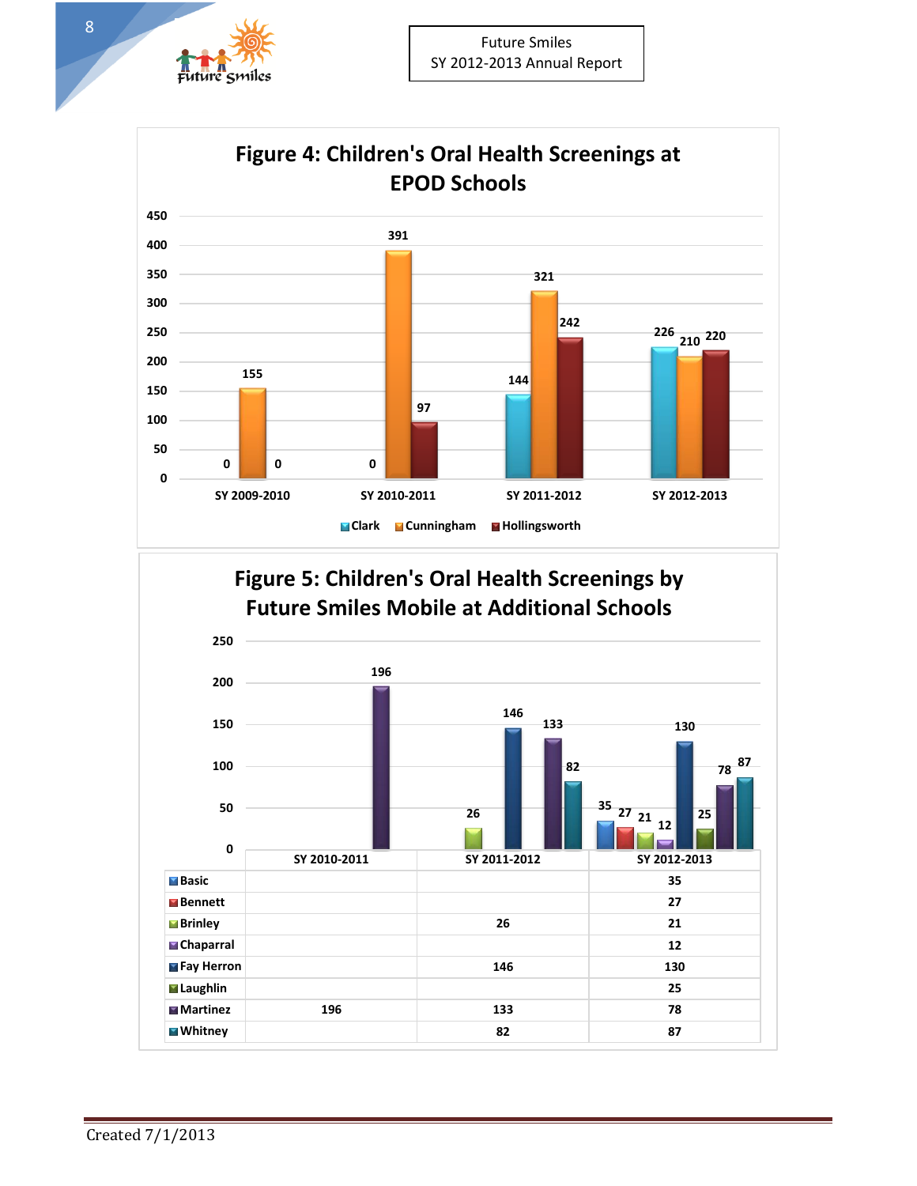## Figure 4: Children's Oral Health Screenings at EPOD Schools

| | SY 2009-2010 | SY 2010-2011 | SY 2011-2012 | SY 2012-2013 |
|---|---|---|---|---|
| Clark | 0 | 0 | 144 | 226 |
| Cunningham | 155 | 391 | 321 | 210 |
| Hollingsworth | 0 | 97 | 242 | 220 |

## Figure 5: Children's Oral Health Screenings by Future Smiles Mobile at Additional Schools

| | SY 2010-2011 | SY 2011-2012 | SY 2012-2013 |
|---|---|---|---|
| Basic | | | 35 |
| Bennett | | | 27 |
| Brinley | | 26 | 21 |
| Chaparral | | | 12 |
| Fay Herron | | 146 | 130 |
| Laughlin | | | 25 |
| Martinez | 196 | 133 | 78 |
| Whitney | | 82 | 87 |

Created 7/1/2013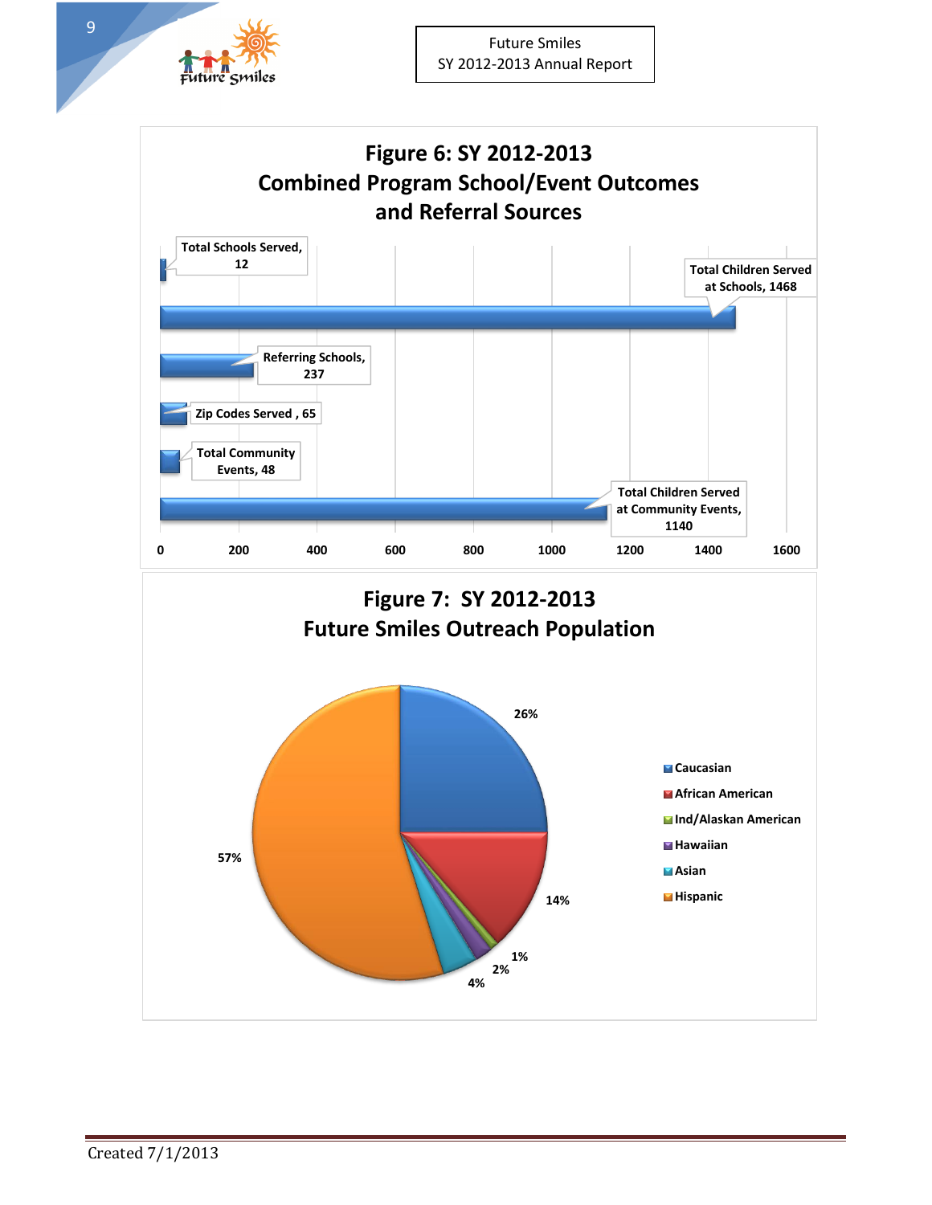## Figure 6: SY 2012-2013 Combined Program School/Event Outcomes and Referral Sources

| Category | Value |
| --- | --- |
| Total Schools Served | 12 |
| Total Children Served at Schools | 1468 |
| Referring Schools | 237 |
| Zip Codes Served | 65 |
| Total Community Events | 48 |
| Total Children Served at Community Events | 1140 |

## Figure 7: SY 2012-2013 Future Smiles Outreach Population

| Population | Percentage |
| --- | --- |
| Caucasian | 26% |
| African American | 14% |
| Ind/Alaskan American | 1% |
| Hawaiian | 2% |
| Asian | 4% |
| Hispanic | 57% |

Created 7/1/2013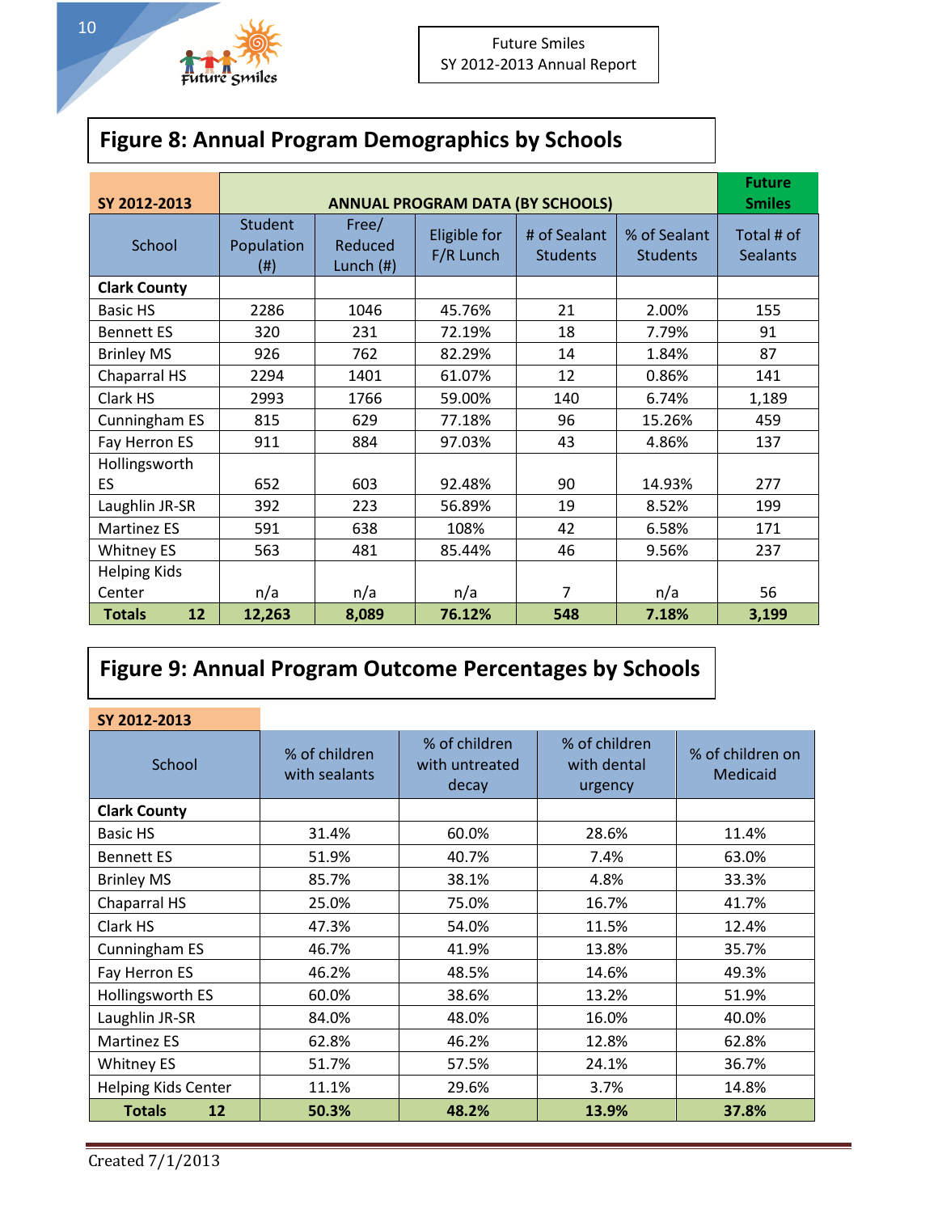## Figure 8: Annual Program Demographics by Schools

| SY 2012-2013 | ANNUAL PROGRAM DATA (BY SCHOOLS) | | | | | Future Smiles |
|---|---|---|---|---|---|---|
| School | Student Population (#) | Free/ Reduced Lunch (#) | Eligible for F/R Lunch | # of Sealant Students | % of Sealant Students | Total # of Sealants |
| **Clark County** | | | | | | |
| Basic HS | 2286 | 1046 | 45.76% | 21 | 2.00% | 155 |
| Bennett ES | 320 | 231 | 72.19% | 18 | 7.79% | 91 |
| Brinley MS | 926 | 762 | 82.29% | 14 | 1.84% | 87 |
| Chaparral HS | 2294 | 1401 | 61.07% | 12 | 0.86% | 141 |
| Clark HS | 2993 | 1766 | 59.00% | 140 | 6.74% | 1,189 |
| Cunningham ES | 815 | 629 | 77.18% | 96 | 15.26% | 459 |
| Fay Herron ES | 911 | 884 | 97.03% | 43 | 4.86% | 137 |
| Hollingsworth ES | 652 | 603 | 92.48% | 90 | 14.93% | 277 |
| Laughlin JR-SR | 392 | 223 | 56.89% | 19 | 8.52% | 199 |
| Martinez ES | 591 | 638 | 108% | 42 | 6.58% | 171 |
| Whitney ES | 563 | 481 | 85.44% | 46 | 9.56% | 237 |
| Helping Kids Center | n/a | n/a | n/a | 7 | n/a | 56 |
| **Totals 12** | **12,263** | **8,089** | **76.12%** | **548** | **7.18%** | **3,199** |

## Figure 9: Annual Program Outcome Percentages by Schools

| SY 2012-2013 | | | | |
|---|---|---|---|---|
| School | % of children with sealants | % of children with untreated decay | % of children with dental urgency | % of children on Medicaid |
| **Clark County** | | | | |
| Basic HS | 31.4% | 60.0% | 28.6% | 11.4% |
| Bennett ES | 51.9% | 40.7% | 7.4% | 63.0% |
| Brinley MS | 85.7% | 38.1% | 4.8% | 33.3% |
| Chaparral HS | 25.0% | 75.0% | 16.7% | 41.7% |
| Clark HS | 47.3% | 54.0% | 11.5% | 12.4% |
| Cunningham ES | 46.7% | 41.9% | 13.8% | 35.7% |
| Fay Herron ES | 46.2% | 48.5% | 14.6% | 49.3% |
| Hollingsworth ES | 60.0% | 38.6% | 13.2% | 51.9% |
| Laughlin JR-SR | 84.0% | 48.0% | 16.0% | 40.0% |
| Martinez ES | 62.8% | 46.2% | 12.8% | 62.8% |
| Whitney ES | 51.7% | 57.5% | 24.1% | 36.7% |
| Helping Kids Center | 11.1% | 29.6% | 3.7% | 14.8% |
| **Totals 12** | **50.3%** | **48.2%** | **13.9%** | **37.8%** |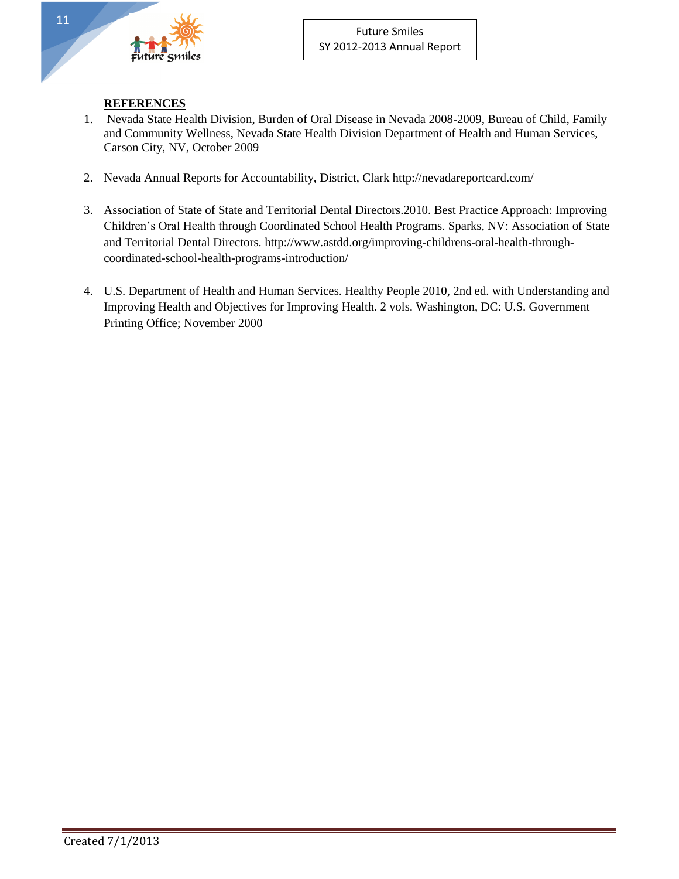**REFERENCES**

1. Nevada State Health Division, Burden of Oral Disease in Nevada 2008-2009, Bureau of Child, Family and Community Wellness, Nevada State Health Division Department of Health and Human Services, Carson City, NV, October 2009

2. Nevada Annual Reports for Accountability, District, Clark http://nevadareportcard.com/

3. Association of State of State and Territorial Dental Directors.2010. Best Practice Approach: Improving Children's Oral Health through Coordinated School Health Programs. Sparks, NV: Association of State and Territorial Dental Directors. http://www.astdd.org/improving-childrens-oral-health-through-coordinated-school-health-programs-introduction/

4. U.S. Department of Health and Human Services. Healthy People 2010, 2nd ed. with Understanding and Improving Health and Objectives for Improving Health. 2 vols. Washington, DC: U.S. Government Printing Office; November 2000